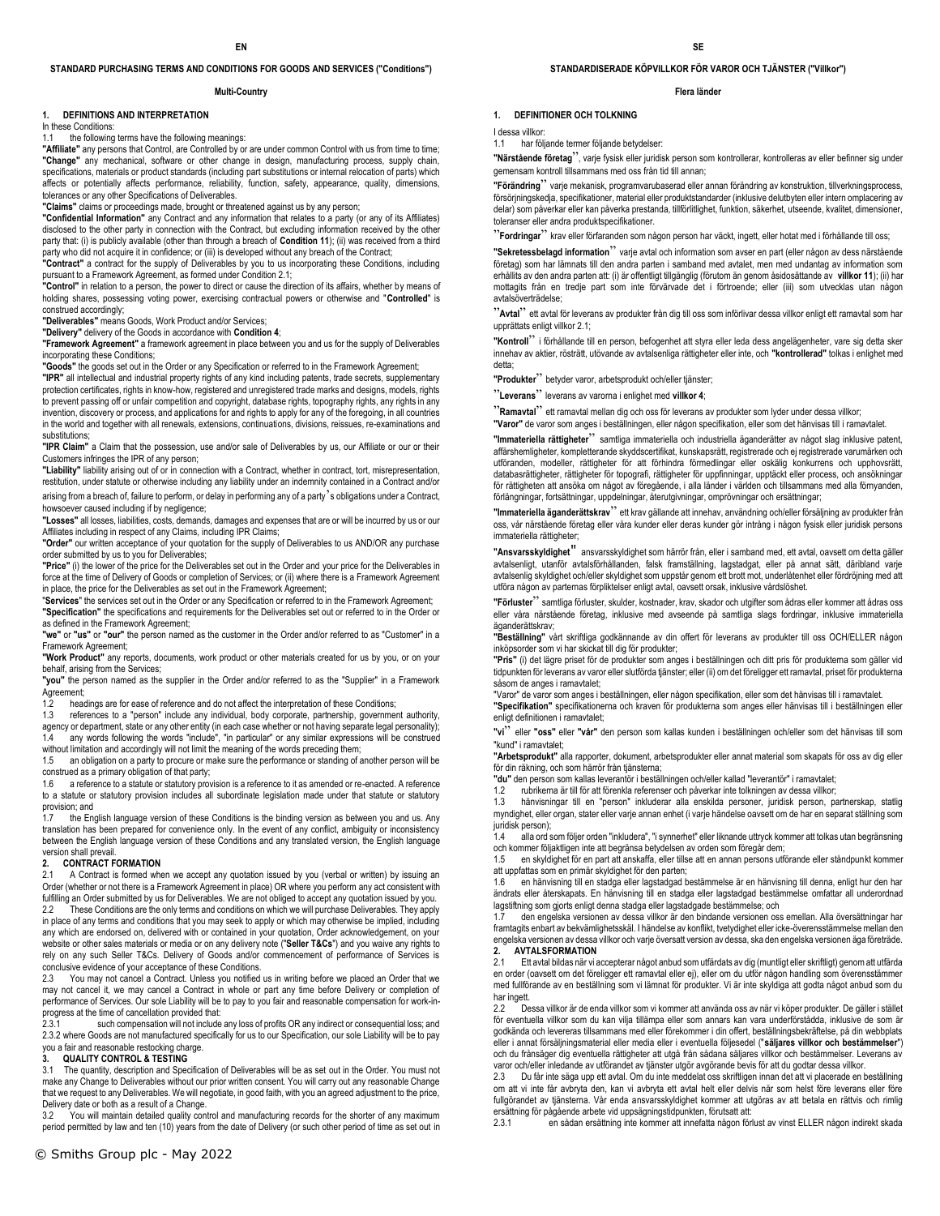**EN**

## STANDARD PURCHASING TERMS AND CONDITIONS FOR GOODS AND SERVICES ("Conditions")

**Multi-Country**

### 1. DEFINITIONS AND INTERPRETATION

In these Conditions:

1.1 the following terms have the following meanings:

**"Affiliate"** any persons that Control, are Controlled by or are under common Control with us from time to time;

**"Change"** any mechanical, software or other change in design, manufacturing process, supply chain, specifications, materials or product standards (including part substitutions or internal relocation of parts) which affects or potentially affects performance, reliability, function, safety, appearance, quality, dimensions, tolerances or any other Specifications of Deliverables.

**"Claims"** claims or proceedings made, brought or threatened against us by any person;

**"Confidential Information"** any Contract and any information that relates to a party (or any of its Affiliates) disclosed to the other party in connection with the Contract, but excluding information received by the other party that: (i) is publicly available (other than through a breach of **Condition 11**); (ii) was received from a third party who did not acquire it in confidence; or (iii) is developed without any breach of the Contract;

**"Contract"** a contract for the supply of Deliverables by you to us incorporating these Conditions, including pursuant to a Framework Agreement, as formed under Condition 2.1;

**"Control"** in relation to a person, the power to direct or cause the direction of its affairs, whether by means of holding shares, possessing voting power, exercising contractual powers or otherwise and "**Controlled**" is construed accordingly;

**"Deliverables"** means Goods, Work Product and/or Services;

**"Delivery"** delivery of the Goods in accordance with **Condition 4**;

**"Framework Agreement"** a framework agreement in place between you and us for the supply of Deliverables incorporating these Conditions;

**"Goods"** the goods set out in the Order or any Specification or referred to in the Framework Agreement;

**"IPR"** all intellectual and industrial property rights of any kind including patents, trade secrets, supplementary protection certificates, rights in know-how, registered and unregistered trade marks and designs, models, rights to prevent passing off or unfair competition and copyright, database rights, topography rights, any rights in any invention, discovery or process, and applications for and rights to apply for any of the foregoing, in all countries in the world and together with all renewals, extensions, continuations, divisions, reissues, re-examinations and substitutions;

**"IPR Claim"** a Claim that the possession, use and/or sale of Deliverables by us, our Affiliate or our or their Customers infringes the IPR of any person;

**"Liability"** liability arising out of or in connection with a Contract, whether in contract, tort, misrepresentation, restitution, under statute or otherwise including any liability under an indemnity contained in a Contract and/or arising from a breach of, failure to perform, or delay in performing any of a party's obligations under a Contract, howsoever caused including if by negligence;

**"Losses"** all losses, liabilities, costs, demands, damages and expenses that are or will be incurred by us or our Affiliates including in respect of any Claims, including IPR Claims;

**"Order"** our written acceptance of your quotation for the supply of Deliverables to us AND/OR any purchase order submitted by us to you for Deliverables;

**"Price"** (i) the lower of the price for the Deliverables set out in the Order and your price for the Deliverables in force at the time of Delivery of Goods or completion of Services; or (ii) where there is a Framework Agreement in place, the price for the Deliverables as set out in the Framework Agreement;

"**Services**" the services set out in the Order or any Specification or referred to in the Framework Agreement;

**"Specification"** the specifications and requirements for the Deliverables set out or referred to in the Order or as defined in the Framework Agreement;

**"we"** or **"us"** or **"our"** the person named as the customer in the Order and/or referred to as "Customer" in a Framework Agreement;

**"Work Product"** any reports, documents, work product or other materials created for us by you, or on your behalf, arising from the Services;

**"you"** the person named as the supplier in the Order and/or referred to as the "Supplier" in a Framework Agreement;

1.2 headings are for ease of reference and do not affect the interpretation of these Conditions;

1.3 references to a "person" include any individual, body corporate, partnership, government authority, agency or department, state or any other entity (in each case whether or not having separate legal personality);

1.4 any words following the words "include", "in particular" or any similar expressions will be construed without limitation and accordingly will not limit the meaning of the words preceding them;

1.5 an obligation on a party to procure or make sure the performance or standing of another person will be construed as a primary obligation of that party;

1.6 a reference to a statute or statutory provision is a reference to it as amended or re-enacted. A reference to a statute or statutory provision includes all subordinate legislation made under that statute or statutory provision; and

1.7 the English language version of these Conditions is the binding version as between you and us. Any translation has been prepared for convenience only. In the event of any conflict, ambiguity or inconsistency between the English language version of these Conditions and any translated version, the English language version shall prevail.

### 2. CONTRACT FORMATION

2.1 A Contract is formed when we accept any quotation issued by you (verbal or written) by issuing an Order (whether or not there is a Framework Agreement in place) OR where you perform any act consistent with fulfilling an Order submitted by us for Deliverables. We are not obliged to accept any quotation issued by you.

2.2 These Conditions are the only terms and conditions on which we will purchase Deliverables. They apply in place of any terms and conditions that you may seek to apply or which may otherwise be implied, including any which are endorsed on, delivered with or contained in your quotation, Order acknowledgement, on your website or other sales materials or media or on any delivery note ("**Seller T&Cs**") and you waive any rights to rely on any such Seller T&Cs. Delivery of Goods and/or commencement of performance of Services is conclusive evidence of your acceptance of these Conditions.

2.3 You may not cancel a Contract. Unless you notified us in writing before we placed an Order that we may not cancel it, we may cancel a Contract in whole or part any time before Delivery or completion of performance of Services. Our sole Liability will be to pay to you fair and reasonable compensation for work-in-progress at the time of cancellation provided that:

2.3.1 such compensation will not include any loss of profits OR any indirect or consequential loss; and

2.3.2 where Goods are not manufactured specifically for us to our Specification, our sole Liability will be to pay you a fair and reasonable restocking charge.

### 3. QUALITY CONTROL & TESTING

3.1 The quantity, description and Specification of Deliverables will be as set out in the Order. You must not make any Change to Deliverables without our prior written consent. You will carry out any reasonable Change that we request to any Deliverables. We will negotiate, in good faith, with you an agreed adjustment to the price, Delivery date or both as a result of a Change.

3.2 You will maintain detailed quality control and manufacturing records for the shorter of any maximum period permitted by law and ten (10) years from the date of Delivery (or such other period of time as set out in

**SE**

## STANDARDISERADE KÖPVILLKOR FÖR VAROR OCH TJÄNSTER ("Villkor")

**Flera länder**

### 1. DEFINITIONER OCH TOLKNING

I dessa villkor:

1.1 har följande termer följande betydelser:

**"Närstående företag"**, varje fysisk eller juridisk person som kontrollerar, kontrolleras av eller befinner sig under gemensam kontroll tillsammans med oss från tid till annan;

**"Förändring"** varje mekanisk, programvarubaserad eller annan förändring av konstruktion, tillverkningsprocess, försörjningskedja, specifikationer, material eller produktstandarder (inklusive delutbyten eller intern omplacering av delar) som påverkar eller kan påverka prestanda, tillförlitlighet, funktion, säkerhet, utseende, kvalitet, dimensioner, toleranser eller andra produktspecifikationer.

**"Fordringar"** krav eller förfaranden som någon person har väckt, ingett, eller hotat med i förhållande till oss;

**"Sekretessbelagd information"** varje avtal och information som avser en part (eller någon av dess närstående företag) som har lämnats till den andra parten i samband med avtalet, men med undantag av information som erhållits av den andra parten att: (i) är offentligt tillgänglig (förutom än genom åsidosättande av **villkor 11**); (ii) har mottagits från en tredje part som inte förvärvade det i förtroende; eller (iii) som utvecklas utan någon avtalsöverträdelse;

**"Avtal"** ett avtal för leverans av produkter från dig till oss som införlivar dessa villkor enligt ett ramavtal som har upprättats enligt villkor 2.1;

**"Kontroll"** i förhållande till en person, befogenhet att styra eller leda dess angelägenheter, vare sig detta sker innehav av aktier, rösträtt, utövande av avtalsenliga rättigheter eller inte, och **"kontrollerad"** tolkas i enlighet med detta;

**"Produkter"** betyder varor, arbetsprodukt och/eller tjänster;

**"Leverans"** leverans av varorna i enlighet med **villkor 4**;

**"Ramavtal"** ett ramavtal mellan dig och oss för leverans av produkter som lyder under dessa villkor;

**"Varor"** de varor som anges i beställningen, eller någon specifikation, eller som det hänvisas till i ramavtalet.

**"Immateriella rättigheter"** samtliga immateriella och industriella äganderätter av något slag inklusive patent, affärshemligheter, kompletterande skyddscertifikat, kunskapsrätt, registrerade och ej registrerade varumärken och utföranden, modeller, rättigheter för att förhindra förmedlingar eller oskälig konkurrens och upphovsrätt, databasrättigheter, rättigheter för topografi, rättigheter för uppfinningar, upptäckt eller process, och ansökningar för rättigheten att ansöka om något av föregående, i alla länder i världen och tillsammans med alla förnyanden, förlängningar, fortsättningar, uppdelningar, återutgivningar, omprövningar och ersättningar;

**"Immateriella äganderättskrav"** ett krav gällande att innehav, användning och/eller försäljning av produkter från oss, vår närstående företag eller våra kunder eller deras kunder gör intrång i någon fysisk eller juridisk persons immateriella rättigheter;

**"Ansvarsskyldighet"** ansvarsskyldighet som härrör från, eller i samband med, ett avtal, oavsett om detta gäller avtalsenligt, utanför avtalsförhållanden, falsk framställning, lagstadgat, eller på annat sätt, däribland varje avtalsenlig skyldighet och/eller skyldighet som uppstår genom ett brott mot, underlåtenhet eller fördröjning med att utföra någon av parternas förpliktelser enligt avtal, oavsett orsak, inklusive vårdslöshet.

**"Förluster"** samtliga förluster, skulder, kostnader, krav, skador och utgifter som åtas eller kommer att åtas oss eller våra närstående företag, inklusive med avseende på samtliga slags fordringar, inklusive immateriella äganderättskrav;

**"Beställning"** vårt skriftliga godkännande av din offert för leverans av produkter till oss OCH/ELLER någon inköpsorder som vi har skickat till dig för produkter;

**"Pris"** (i) det lägre priset för de produkter som anges i beställningen och ditt pris för produkterna som gäller vid tidpunkten för leveransen av varor eller slutförda tjänster; eller (ii) om det föreligger ett ramavtal, priset för produkterna såsom de anges i ramavtalet;

"Varor" de varor som anges i beställningen, eller någon specifikation, eller som det hänvisas till i ramavtalet.

**"Specifikation"** specifikationerna och kraven för produkterna som anges eller hänvisas till i beställningen eller enligt definitionen i ramavtalet;

**"vi"** eller **"oss"** eller **"vår"** den person som kallas kunden i beställningen och/eller som det hänvisas till som "kund" i ramavtalet;

**"Arbetsprodukt"** alla rapporter, dokument, arbetsprodukter eller annat material som skapats för oss av dig eller för din räkning, och som härrör från tjänsterna;

**"du"** den person som kallas leverantör i beställningen och/eller kallad "leverantör" i ramavtalet;

1.2 rubrikerna är till för att förenkla referenser och påverkar inte tolkningen av dessa villkor;

1.3 hänvisningar till en "person" inkluderar alla enskilda personer, juridisk person, partnerskap, statlig myndighet, eller organ, stater eller varje annan enhet (i varje händelse oavsett om de har en separat ställning som juridisk person);

1.4 alla ord som följer orden "inkludera", "i synnerhet" eller liknande uttryck kommer att tolkas utan begränsning och kommer följaktligen inte att begränsa betydelsen av orden som föregår dem;

1.5 en skyldighet för en part att anskaffa, eller tillse att en annan persons utförande eller ståndpunkt kommer att uppfattas som en primär skyldighet för den parten;

1.6 en hänvisning till en stadga eller lagstadgad bestämmelse är en hänvisning till denna, enligt hur den har ändrats eller återskapats. En hänvisning till en stadga eller lagstadgad bestämmelse omfattar all underordnad lagstiftning som gjorts enligt denna stadga eller lagstadgade bestämmelse; och

1.7 den engelska versionen av dessa villkor är den bindande versionen oss emellan. Alla översättningar har framtagits enbart av bekvämlighetsskäl. I händelse av konflikt, tvetydighet eller icke-överensstämmelse mellan den engelska versionen av dessa villkor och varje översatt version av dessa, ska den engelska versionen äga företräde.

### 2. AVTALSFORMATION

2.1 Ett avtal bildas när vi accepterar något anbud som utfärdats av dig (muntligt eller skriftligt) genom att utfärda en order (oavsett om det föreligger ett ramavtal eller ej), eller om du utför någon handling som överensstämmer med fullförande av en beställning som vi lämnat för produkter. Vi är inte skyldiga att godta något anbud som du har ingett.

2.2 Dessa villkor är de enda villkor som vi kommer att använda oss av när vi köper produkter. De gäller i stället för eventuella villkor som du kan vilja tillämpa eller som annars kan vara underförstådda, inklusive de som är godkända och levereras tillsammans med eller förekommer i din offert, beställningsbekräftelse, på din webbplats eller i annat försäljningsmaterial eller media eller i eventuella följesedel ("**säljares villkor och bestämmelser**") och du frånsäger dig eventuella rättigheter att utgå från sådana säljares villkor och bestämmelser. Leverans av varor och/eller inledande av utförandet av tjänster utgör avgörande bevis för att du godtar dessa villkor.

2.3 Du får inte säga upp ett avtal. Om du inte meddelat oss skriftligen innan det att vi placerade en beställning om att vi inte får avbryta den, kan vi avbryta ett avtal helt eller delvis när som helst före leveransen eller före fullgörandet av tjänsterna. Vår enda ansvarsskyldighet kommer att utgöras av att betala en rättvis och rimlig ersättning för pågående arbete vid uppsägningstidpunkten, förutsatt att:

2.3.1 en sådan ersättning inte kommer att innefatta någon förlust av vinst ELLER någon indirekt skada

© Smiths Group plc - May 2022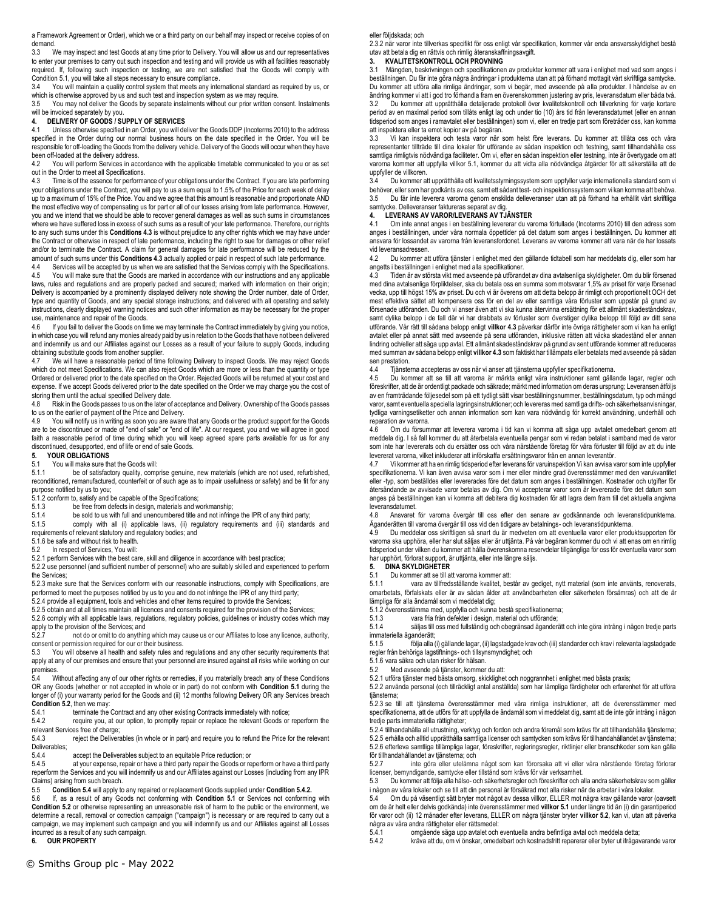a Framework Agreement or Order), which we or a third party on our behalf may inspect or receive copies of on demand.

3.3 We may inspect and test Goods at any time prior to Delivery. You will allow us and our representatives to enter your premises to carry out such inspection and testing and will provide us with all facilities reasonably required. If, following such inspection or testing, we are not satisfied that the Goods will comply with Condition 5.1, you will take all steps necessary to ensure compliance.

3.4 You will maintain a quality control system that meets any international standard as required by us, or which is otherwise approved by us and such test and inspection system as we may require.

3.5 You may not deliver the Goods by separate instalments without our prior written consent. Instalments will be invoiced separately by you.

**4. DELIVERY OF GOODS / SUPPLY OF SERVICES**

4.1 Unless otherwise specified in an Order, you will deliver the Goods DDP (Incoterms 2010) to the address specified in the Order during our normal business hours on the date specified in the Order. You will be responsible for off-loading the Goods from the delivery vehicle. Delivery of the Goods will occur when they have been off-loaded at the delivery address.

4.2 You will perform Services in accordance with the applicable timetable communicated to you or as set out in the Order to meet all Specifications.

4.3 Time is of the essence for performance of your obligations under the Contract. If you are late performing your obligations under the Contract, you will pay to us a sum equal to 1.5% of the Price for each week of delay up to a maximum of 15% of the Price. You and we agree that this amount is reasonable and proportionate AND the most effective way of compensating us for part or all of our losses arising from late performance. However, you and we intend that we should be able to recover general damages as well as such sums in circumstances where we have suffered loss in excess of such sums as a result of your late performance. Therefore, our rights to any such sums under this **Conditions 4.3** is without prejudice to any other rights which we may have under the Contract or otherwise in respect of late performance, including the right to sue for damages or other relief and/or to terminate the Contract. A claim for general damages for late performance will be reduced by the amount of such sums under this **Conditions 4.3** actually applied or paid in respect of such late performance.

4.4 Services will be accepted by us when we are satisfied that the Services comply with the Specifications.

4.5 You will make sure that the Goods are marked in accordance with our instructions and any applicable laws, rules and regulations and are properly packed and secured; marked with information on their origin; Delivery is accompanied by a prominently displayed delivery note showing the Order number, date of Order, type and quantity of Goods, and any special storage instructions; and delivered with all operating and safety instructions, clearly displayed warning notices and such other information as may be necessary for the proper use, maintenance and repair of the Goods.

4.6 If you fail to deliver the Goods on time we may terminate the Contract immediately by giving you notice, in which case you will refund any monies already paid by us in relation to the Goods that have not been delivered and indemnify us and our Affiliates against our Losses as a result of your failure to supply Goods, including obtaining substitute goods from another supplier.

4.7 We will have a reasonable period of time following Delivery to inspect Goods. We may reject Goods which do not meet Specifications. We can also reject Goods which are more or less than the quantity or type Ordered or delivered prior to the date specified on the Order. Rejected Goods will be returned at your cost and expense. If we accept Goods delivered prior to the date specified on the Order we may charge you the cost of storing them until the actual specified Delivery date.

4.8 Risk in the Goods passes to us on the later of acceptance and Delivery. Ownership of the Goods passes to us on the earlier of payment of the Price and Delivery.

4.9 You will notify us in writing as soon you are aware that any Goods or the product support for the Goods are to be discontinued or made of "end of sale" or "end of life". At our request, you and we will agree in good faith a reasonable period of time during which you will keep agreed spare parts available for us for any discontinued, desupported, end of life or end of sale Goods.

**5. YOUR OBLIGATIONS**

5.1 You will make sure that the Goods will:

5.1.1 be of satisfactory quality, comprise genuine, new materials (which are not used, refurbished, reconditioned, remanufactured, counterfeit or of such age as to impair usefulness or safety) and be fit for any purpose notified by us to you;

5.1.2 conform to, satisfy and be capable of the Specifications;

5.1.3 be free from defects in design, materials and workmanship;

5.1.4 be sold to us with full and unencumbered title and not infringe the IPR of any third party;

5.1.5 comply with all (i) applicable laws, (ii) regulatory requirements and (iii) standards and requirements of relevant statutory and regulatory bodies; and

5.1.6 be safe and without risk to health.

5.2 In respect of Services, You will:

5.2.1 perform Services with the best care, skill and diligence in accordance with best practice;

5.2.2 use personnel (and sufficient number of personnel) who are suitably skilled and experienced to perform the Services;

5.2.3 make sure that the Services conform with our reasonable instructions, comply with Specifications, are performed to meet the purposes notified by us to you and do not infringe the IPR of any third party;

5.2.4 provide all equipment, tools and vehicles and other items required to provide the Services;

5.2.5 obtain and at all times maintain all licences and consents required for the provision of the Services;

5.2.6 comply with all applicable laws, regulations, regulatory policies, guidelines or industry codes which may apply to the provision of the Services; and

5.2.7 not do or omit to do anything which may cause us or our Affiliates to lose any licence, authority, consent or permission required for our or their business.

5.3 You will observe all health and safety rules and regulations and any other security requirements that apply at any of our premises and ensure that your personnel are insured against all risks while working on our premises.

5.4 Without affecting any of our other rights or remedies, if you materially breach any of these Conditions OR any Goods (whether or not accepted in whole or in part) do not conform with **Condition 5.1** during the longer of (i) your warranty period for the Goods and (ii) 12 months following Delivery OR any Services breach **Condition 5.2**, then we may:

5.4.1 terminate the Contract and any other existing Contracts immediately with notice;

5.4.2 require you, at our option, to promptly repair or replace the relevant Goods or reperform the relevant Services free of charge;

5.4.3 reject the Deliverables (in whole or in part) and require you to refund the Price for the relevant Deliverables;

5.4.4 accept the Deliverables subject to an equitable Price reduction; or

5.4.5 at your expense, repair or have a third party repair the Goods or reperform or have a third party reperform the Services and you will indemnify us and our Affiliates against our Losses (including from any IPR Claims) arising from such breach.

5.5 **Condition 5.4** will apply to any repaired or replacement Goods supplied under **Condition 5.4.2.**

5.6 If, as a result of any Goods not conforming with **Condition 5.1** or Services not conforming with **Condition 5.2** or otherwise representing an unreasonable risk of harm to the public or the environment, we determine a recall, removal or correction campaign ("campaign") is necessary or are required to carry out a campaign, we may implement such campaign and you will indemnify us and our Affiliates against all Losses incurred as a result of any such campaign.

**6. OUR PROPERTY**

eller följdskada; och

2.3.2 när varor inte tillverkas specifikt för oss enligt vår specifikation, kommer vår enda ansvarsskyldighet bestå utav att betala dig en rättvis och rimlig återanskaffningsavgift.

**3. KVALITETSKONTROLL OCH PROVNING**

3.1 Mängden, beskrivningen och specifikationen av produkter kommer att vara i enlighet med vad som anges i beställningen. Du får inte göra några ändringar i produkterna utan att på förhand mottagit vårt skriftliga samtycke. Du kommer att utföra alla rimliga ändringar, som vi begär, med avseende på alla produkter. I händelse av en ändring kommer vi att i god tro förhandla fram en överenskommen justering av pris, leveransdatum eller båda två.

3.2 Du kommer att upprätthålla detaljerade protokoll över kvalitetskontroll och tillverkning för varje kortare period av en maximal period som tillåts enligt lag och under tio (10) års tid från leveransdatumet (eller en annan tidsperiod som anges i ramavtalet eller beställningen) som vi, eller en tredje part som företräder oss, kan komma att inspektera eller ta emot kopior av på begäran.

3.3 Vi kan inspektera och testa varor när som helst före leverans. Du kommer att tillåta oss och våra representanter tillträde till dina lokaler för utförande av sådan inspektion och testning, samt tillhandahålla oss samtliga rimligtvis nödvändiga faciliteter. Om vi, efter en sådan inspektion eller testning, inte är övertygade om att varorna kommer att uppfylla villkor 5.1, kommer du att vidta alla nödvändiga åtgärder för att säkerställa att de uppfyller de villkoren.

3.4 Du kommer att upprätthålla ett kvalitetsstyrningssystem som uppfyller varje internationella standard som vi behöver, eller som har godkänts av oss, samt ett sådant test- och inspektionssystem som vi kan komma att behöva.

3.5 Du får inte leverera varorna genom enskilda delleveranser utan att på förhand ha erhållit vårt skriftliga samtycke. Delleveranser faktureras separat av dig.

**4. LEVERANS AV VAROR/LEVERANS AV TJÄNSTER**

4.1 Om inte annat anges i en beställning levererar du varorna förtullade (Incoterms 2010) till den adress som anges i beställningen, under våra normala öppettider på det datum som anges i beställningen. Du kommer att ansvara för lossandet av varorna från leveransfordonet. Leverans av varorna kommer att vara när de har lossats vid leveransadressen.

4.2 Du kommer att utföra tjänster i enlighet med den gällande tidtabell som har meddelats dig, eller som har angetts i beställningen i enlighet med alla specifikationer.

4.3 Tiden är av största vikt med avseende på utförandet av dina avtalsenliga skyldigheter. Om du blir försenad med dina avtalsenliga förpliktelser, ska du betala oss en summa som motsvarar 1,5% av priset för varje försenad vecka, upp till högst 15% av priset. Du och vi är överens om att detta belopp är rimligt och proportionellt OCH det mest effektiva sättet att kompensera oss för en del av eller samtliga våra förluster som uppstår på grund av försenade utföranden. Du och vi anser även att vi ska kunna återvinna ersättning för ett allmänt skadeståndskrav, samt dylika belopp i de fall där vi har drabbats av förluster som överstiger dylika belopp till följd av ditt sena utförande. Vår rätt till sådana belopp enligt **villkor 4.3** påverkar därför inte övriga rättigheter som vi kan ha enligt avtalet eller på annat sätt med avseende på sena utföranden, inklusive rätten att väcka skadestånd eller annan lindring och/eller att säga upp avtal. Ett allmänt skadeståndskrav på grund av sent utförande kommer att reduceras med summan av sådana belopp enligt **villkor 4.3** som faktiskt har tillämpats eller betalats med avseende på sådan sen prestation.

4.4 Tjänsterna accepteras av oss när vi anser att tjänsterna uppfyller specifikationerna.

4.5 Du kommer att se till att varorna är märkta enligt våra instruktioner samt gällande lagar, regler och föreskrifter, att de är ordentligt packade och säkrade; märkt med information om deras ursprung; Leveransen åtföljs av en framträdande följesedel som på ett tydligt sätt visar beställningsnummer, beställningsdatum, typ och mängd varor, samt eventuella speciella lagringsinstruktioner; och levereras med samtliga drifts- och säkerhetsanvisningar, tydliga varningsetiketter och annan information som kan vara nödvändig för korrekt användning, underhåll och reparation av varorna.

4.6 Om du försummar att leverera varorna i tid kan vi komma att säga upp avtalet omedelbart genom att meddela dig. I så fall kommer du att återbetala eventuella pengar som vi redan betalat i samband med de varor som inte har levererats och du ersätter oss och våra närstående företag för våra förluster till följd av att du inte levererat varorna, vilket inkluderar att införskaffa ersättningsvaror från en annan leverantör.

4.7 Vi kommer att ha en rimlig tidsperiod efter leverans för varuinspektion Vi kan avvisa varor som inte uppfyller specifikationerna. Vi kan även avvisa varor som i mer eller mindre grad överensstämmer med den varukvantitet eller -typ, som beställdes eller levererades före det datum som anges i beställningen. Kostnader och utgifter för återsändande av avvisade varor betalas av dig. Om vi accepterar varor som är levererade före det datum som anges på beställningen kan vi komma att debitera dig kostnaden för att lagra dem fram till det aktuella angivna leveransdatumet.

4.8 Ansvaret för varorna övergår till oss efter den senare av godkännande och leveranstidpunkterna. Äganderätten till varorna övergår till oss vid den tidigare av betalnings- och leveranstidpunkterna.

4.9 Du meddelar oss skriftligen så snart du är medveten om att eventuella varor eller produktsupporten för varorna ska upphöra, eller har slut säljas eller är uttjänta. På vår begäran kommer du och vi att enas om en rimlig tidsperiod under vilken du kommer att hålla överenskomna reservdelar tillgängliga för oss för eventuella varor som har upphört, förlorat support, är uttjänta, eller inte längre säljs.

**5. DINA SKYLDIGHETER**

5.1 Du kommer att se till att varorna kommer att:

5.1.1 vara av tillfredsställande kvalitet, består av gediget, nytt material (som inte används, renoverats, omarbetats, förfalskats eller är av sådan ålder att användbarheten eller säkerheten försämras) och att de är lämpliga för alla ändamål som vi meddelat dig;

5.1.2 överensstämma med, uppfylla och kunna bestå specifikationerna;

5.1.3 vara fria från defekter i design, material och utförande;

5.1.4 säljas till oss med fullständig och obegränsad äganderätt och inte göra intrång i någon tredje parts immateriella äganderätt;

5.1.5 följa alla (i) gällande lagar, (ii) lagstadgade krav och (iii) standarder och krav i relevanta lagstadgade regler från behöriga lagstiftnings- och tillsynsmyndighet; och

5.1.6 vara säkra och utan risker för hälsan.

5.2 Med avseende på tjänster, kommer du att:

5.2.1 utföra tjänster med bästa omsorg, skicklighet och noggrannhet i enlighet med bästa praxis;

5.2.2 använda personal (och tillräckligt antal anställda) som har lämpliga färdigheter och erfarenhet för att utföra tjänsterna;

5.2.3 se till att tjänsterna överensstämmer med våra rimliga instruktioner, att de överensstämmer med specifikationerna, att de utförs för att uppfylla de ändamål som vi meddelat dig, samt att de inte gör intrång i någon tredje parts immateriella rättigheter;

5.2.4 tillhandahålla all utrustning, verktyg och fordon och andra föremål som krävs för att tillhandahålla tjänsterna;

5.2.5 erhålla och alltid upprätthålla samtliga licenser och samtycken som krävs för tillhandahållandet av tjänsterna;

5.2.6 efterleva samtliga tillämpliga lagar, föreskrifter, regleringsregler, riktlinjer eller branschkoder som kan gälla för tillhandahållandet av tjänsterna; och

5.2.7 inte göra eller utelämna något som kan förorsaka att vi eller våra närstående företag förlorar licenser, bemyndigande, samtycke eller tillstånd som krävs för vår verksamhet.

5.3 Du kommer att följa alla hälso- och säkerhetsregler och föreskrifter och alla andra säkerhetskrav som gäller i någon av våra lokaler och se till att din personal är försäkrad mot alla risker när de arbetar i våra lokaler.

5.4 Om du på väsentligt sätt bryter mot något av dessa villkor, ELLER mot några varor gällande varor (oavsett om de är helt eller delvis godkända) inte överensstämmer med **villkor 5.1** under längre tid än (i) din garantiperiod för varor och (ii) 12 månader efter leverans, ELLER om några tjänster bryter **villkor 5.2**, kan vi, utan att påverka några av våra andra rättigheter eller rättsmedel:

5.4.1 omgående säga upp avtalet och eventuella andra befintliga avtal och meddela detta;

5.4.2 kräva att du, om vi önskar, omedelbart och kostnadsfritt reparerar eller byter ut ifrågavarande varor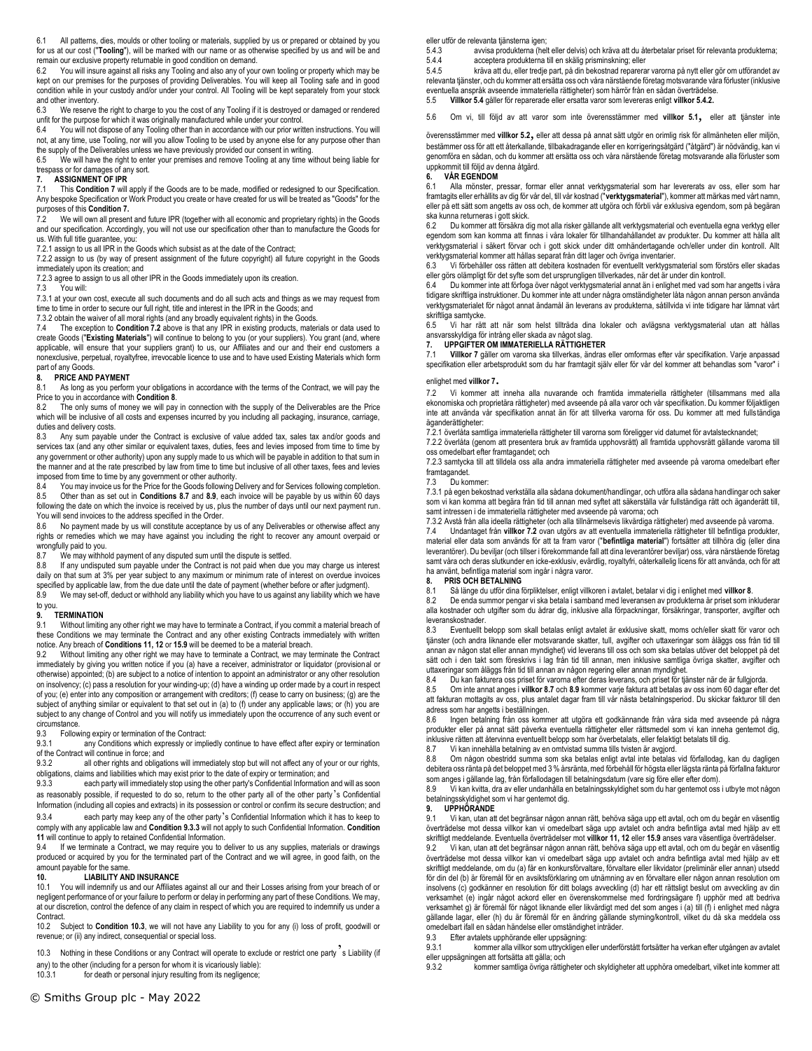6.1 All patterns, dies, moulds or other tooling or materials, supplied by us or prepared or obtained by you for us at our cost ("**Tooling**"), will be marked with our name or as otherwise specified by us and will be and remain our exclusive property returnable in good condition on demand.

6.2 You will insure against all risks any Tooling and also any of your own tooling or property which may be kept on our premises for the purposes of providing Deliverables. You will keep all Tooling safe and in good condition while in your custody and/or under your control. All Tooling will be kept separately from your stock and other inventory.

6.3 We reserve the right to charge to you the cost of any Tooling if it is destroyed or damaged or rendered unfit for the purpose for which it was originally manufactured while under your control.

6.4 You will not dispose of any Tooling other than in accordance with our prior written instructions. You will not, at any time, use Tooling, nor will you allow Tooling to be used by anyone else for any purpose other than the supply of the Deliverables unless we have previously provided our consent in writing.

6.5 We will have the right to enter your premises and remove Tooling at any time without being liable for trespass or for damages of any sort.

## 7. ASSIGNMENT OF IPR

7.1 This **Condition 7** will apply if the Goods are to be made, modified or redesigned to our Specification. Any bespoke Specification or Work Product you create or have created for us will be treated as "Goods" for the purposes of this **Condition 7.**

7.2 We will own all present and future IPR (together with all economic and proprietary rights) in the Goods and our specification. Accordingly, you will not use our specification other than to manufacture the Goods for us. With full title guarantee, you:

7.2.1 assign to us all IPR in the Goods which subsist as at the date of the Contract;

7.2.2 assign to us (by way of present assignment of the future copyright) all future copyright in the Goods immediately upon its creation; and

7.2.3 agree to assign to us all other IPR in the Goods immediately upon its creation.

7.3 You will:

7.3.1 at your own cost, execute all such documents and do all such acts and things as we may request from time to time in order to secure our full right, title and interest in the IPR in the Goods; and

7.3.2 obtain the waiver of all moral rights (and any broadly equivalent rights) in the Goods.

7.4 The exception to **Condition 7.2** above is that any IPR in existing products, materials or data used to create Goods ("**Existing Materials**") will continue to belong to you (or your suppliers). You grant (and, where applicable, will ensure that your suppliers grant) to us, our Affiliates and our and their end customers a nonexclusive, perpetual, royaltyfree, irrevocable licence to use and to have used Existing Materials which form part of any Goods.

## 8. PRICE AND PAYMENT

8.1 As long as you perform your obligations in accordance with the terms of the Contract, we will pay the Price to you in accordance with **Condition 8**.

8.2 The only sums of money we will pay in connection with the supply of the Deliverables are the Price which will be inclusive of all costs and expenses incurred by you including all packaging, insurance, carriage, duties and delivery costs.

8.3 Any sum payable under the Contract is exclusive of value added tax, sales tax and/or goods and services tax (and any other similar or equivalent taxes, duties, fees and levies imposed from time to time by any government or other authority) upon any supply made to us which will be payable in addition to that sum in the manner and at the rate prescribed by law from time to time but inclusive of all other taxes, fees and levies imposed from time to time by any government or other authority.

8.4 You may invoice us for the Price for the Goods following Delivery and for Services following completion.

8.5 Other than as set out in **Conditions 8.7** and **8.9**, each invoice will be payable by us within 60 days following the date on which the invoice is received by us, plus the number of days until our next payment run. You will send invoices to the address specified in the Order.

8.6 No payment made by us will constitute acceptance by us of any Deliverables or otherwise affect any rights or remedies which we may have against you including the right to recover any amount overpaid or wrongfully paid to you.

8.7 We may withhold payment of any disputed sum until the dispute is settled.

8.8 If any undisputed sum payable under the Contract is not paid when due you may charge us interest daily on that sum at 3% per year subject to any maximum or minimum rate of interest on overdue invoices specified by applicable law, from the due date until the date of payment (whether before or after judgment).

8.9 We may set-off, deduct or withhold any liability which you have to us against any liability which we have to you.

## 9. TERMINATION

9.1 Without limiting any other right we may have to terminate a Contract, if you commit a material breach of these Conditions we may terminate the Contract and any other existing Contracts immediately with written notice. Any breach of **Conditions 11, 12** or **15.9** will be deemed to be a material breach.

9.2 Without limiting any other right we may have to terminate a Contract, we may terminate the Contract immediately by giving you written notice if you (a) have a receiver, administrator or liquidator (provisional or otherwise) appointed; (b) are subject to a notice of intention to appoint an administrator or any other resolution on insolvency; (c) pass a resolution for your winding-up; (d) have a winding up order made by a court in respect of you; (e) enter into any composition or arrangement with creditors; (f) cease to carry on business; (g) are the subject of anything similar or equivalent to that set out in (a) to (f) under any applicable laws; or (h) you are subject to any change of Control and you will notify us immediately upon the occurrence of any such event or circumstance.

9.3 Following expiry or termination of the Contract:

9.3.1 any Conditions which expressly or impliedly continue to have effect after expiry or termination of the Contract will continue in force; and

9.3.2 all other rights and obligations will immediately stop but will not affect any of your or our rights, obligations, claims and liabilities which may exist prior to the date of expiry or termination; and

9.3.3 each party will immediately stop using the other party's Confidential Information and will as soon as reasonably possible, if requested to do so, return to the other party all of the other party's Confidential Information (including all copies and extracts) in its possession or control or confirm its secure destruction; and

9.3.4 each party may keep any of the other party's Confidential Information which it has to keep to comply with any applicable law and **Condition 9.3.3** will not apply to such Confidential Information. **Condition 11** will continue to apply to retained Confidential Information.

9.4 If we terminate a Contract, we may require you to deliver to us any supplies, materials or drawings produced or acquired by you for the terminated part of the Contract and we will agree, in good faith, on the amount payable for the same.

## 10. LIABILITY AND INSURANCE

10.1 You will indemnify us and our Affiliates against all our and their Losses arising from your breach of or negligent performance of or your failure to perform or delay in performing any part of these Conditions. We may, at our discretion, control the defence of any claim in respect of which you are required to indemnify us under a Contract.

10.2 Subject to **Condition 10.3**, we will not have any Liability to you for any (i) loss of profit, goodwill or revenue; or (ii) any indirect, consequential or special loss.

10.3 Nothing in these Conditions or any Contract will operate to exclude or restrict one party's Liability (if any) to the other (including for a person for whom it is vicariously liable):

10.3.1 for death or personal injury resulting from its negligence;

eller utför de relevanta tjänsterna igen;

5.4.3 avvisa produkterna (helt eller delvis) och kräva att du återbetalar priset för relevanta produkterna;

5.4.4 acceptera produkterna till en skälig prisminskning; eller

5.4.5 kräva att du, eller tredje part, på din bekostnad reparerar varorna på nytt eller gör om utförandet av relevanta tjänster, och du kommer att ersätta oss och våra närstående företag motsvarande våra förluster (inklusive eventuella anspråk avseende immateriella rättigheter) som härrör från en sådan överträdelse.

5.5 **Villkor 5.4** gäller för reparerade eller ersatta varor som levereras enligt **villkor 5.4.2.**

5.6 Om vi, till följd av att varor som inte överensstämmer med **villkor 5.1,** eller att tjänster inte överensstämmer med **villkor 5.2,** eller att dessa på annat sätt utgör en orimlig risk för allmänheten eller miljön, bestämmer oss för att ett återkallande, tillbakadragande eller en korrigeringsåtgärd ("åtgärd") är nödvändig, kan vi genomföra en sådan, och du kommer att ersätta oss och våra närstående företag motsvarande alla förluster som uppkommit till följd av denna åtgärd.

## 6. VÅR EGENDOM

6.1 Alla mönster, pressar, formar eller annat verktygsmaterial som har levererats av oss, eller som har framtagits eller erhållits av dig för vår del, till vår kostnad ("**verktygsmaterial**"), kommer att märkas med vårt namn, eller på ett sätt som angetts av oss, och de kommer att utgöra och förbli vår exklusiva egendom, som på begäran ska kunna returneras i gott skick.

6.2 Du kommer att försäkra dig mot alla risker gällande allt verktygsmaterial och eventuella egna verktyg eller egendom som kan komma att finnas i våra lokaler för tillhandahållandet av produkter. Du kommer att hålla allt verktygsmaterial i säkert förvar och i gott skick under ditt omhändertagande och/eller under din kontroll. Allt verktygsmaterial kommer att hållas separat från ditt lager och övriga inventarier.

6.3 Vi förbehåller oss rätten att debitera kostnaden för eventuellt verktygsmaterial som förstörs eller skadas eller görs olämpligt för det syfte som det ursprungligen tillverkades, när det är under din kontroll.

6.4 Du kommer inte att förfoga över något verktygsmaterial annat än i enlighet med vad som har angetts i våra tidigare skriftliga instruktioner. Du kommer inte att under några omständigheter låta någon annan person använda verktygsmaterialet för något annat ändamål än leverans av produkterna, såtillvida vi inte tidigare har lämnat vårt skriftliga samtycke.

6.5 Vi har rätt att när som helst tillträda dina lokaler och avlägsna verktygsmaterial utan att hållas ansvarsskyldiga för intrång eller skada av något slag.

## 7. UPPGIFTER OM IMMATERIELLA RÄTTIGHETER

7.1 **Villkor 7** gäller om varorna ska tillverkas, ändras eller omformas efter vår specifikation. Varje anpassad specifikation eller arbetsprodukt som du har framtagit själv eller för vår del kommer att behandlas som "varor" i enlighet med **villkor 7.**

7.2 Vi kommer att inneha alla nuvarande och framtida immateriella rättigheter (tillsammans med alla ekonomiska och proprietära rättigheter) med avseende på alla varor och vår specifikation. Du kommer följaktligen inte att använda vår specifikation annat än för att tillverka varorna för oss. Du kommer att med fullständiga äganderättigheter:

7.2.1 överlåta samtliga immateriella rättigheter till varorna som föreligger vid datumet för avtalstecknandet;

7.2.2 överlåta (genom att presentera bruk av framtida upphovsrätt) all framtida upphovsrätt gällande varorna till oss omedelbart efter framtagandet; och

7.2.3 samtycka till att tilldela oss alla andra immateriella rättigheter med avseende på varorna omedelbart efter framtagandet.

7.3 Du kommer:

7.3.1 på egen bekostnad verkställa alla sådana dokument/handlingar, och utföra alla sådana handlingar och saker som vi kan komma att begära från tid till annan med syftet att säkerställa vår fullständiga rätt och äganderätt till, samt intressen i de immateriella rättigheter med avseende på varorna; och

7.3.2 Avstå från alla ideella rättigheter (och alla tillnärmelsevis likvärdiga rättigheter) med avseende på varorna.

7.4 Undantaget från **villkor 7.2** ovan utgörs av att eventuella immateriella rättigheter till befintliga produkter, material eller data som används för att ta fram varor ("**befintliga material**") fortsätter att tillhöra dig (eller dina leverantörer). Du beviljar (och tillser i förekommande fall att dina leverantörer beviljar) oss, våra närstående företag samt våra och deras slutkunder en icke-exklusiv, evärdlig, royaltyfri, oåterkallelig licens för att använda, och för att ha använt, befintliga material som ingår i några varor.

## 8. PRIS OCH BETALNING

8.1 Så länge du utför dina förpliktelser, enligt villkoren i avtalet, betalar vi dig i enlighet med **villkor 8**.

8.2 De enda summor pengar vi ska betala i samband med leveransen av produkterna är priset som inkluderar alla kostnader och utgifter som du ådrar dig, inklusive alla förpackningar, försäkringar, transporter, avgifter och leveranskostnader.

8.3 Eventuellt belopp som skall betalas enligt avtalet är exklusive skatt, moms och/eller skatt för varor och tjänster (och andra liknande eller motsvarande skatter, tull, avgifter och uttaxeringar som åläggs oss från tid till annan av någon stat eller annan myndighet) vid leverans till oss och som ska betalas utöver det beloppet på det sätt och i den takt som föreskrivs i lag från tid till annan, men inklusive samtliga övriga skatter, avgifter och uttaxeringar som åläggs från tid till annan av någon regering eller annan myndighet.

8.4 Du kan fakturera oss priset för varorna efter deras leverans, och priset för tjänster när de är fullgjorda.

8.5 Om inte annat anges i **villkor 8.7** och **8.9** kommer varje faktura att betalas av oss inom 60 dagar efter det att fakturan mottagits av oss, plus antalet dagar fram till vår nästa betalningsperiod. Du skickar fakturor till den adress som har angetts i beställningen.

8.6 Ingen betalning från oss kommer att utgöra ett godkännande från våra sida med avseende på några produkter eller på annat sätt påverka eventuella rättigheter eller rättsmedel som vi kan inneha gentemot dig, inklusive rätten att återvinna eventuellt belopp som har överbetalats, eller felaktigt betalats till dig.

8.7 Vi kan innehålla betalning av en omtvistad summa tills tvisten är avgjord.

8.8 Om någon obestridd summa som ska betalas enligt avtal inte betalas vid förfallodag, kan du dagligen debitera oss ränta på det beloppet med 3 % årsränta, med förbehåll för högsta eller lägsta ränta på förfallna fakturor som anges i gällande lag, från förfallodagen till betalningsdatum (vare sig före eller efter dom).

8.9 Vi kan kvitta, dra av eller undanhålla en betalningsskyldighet som du har gentemot oss i utbyte mot någon betalningsskyldighet som vi har gentemot dig.

## 9. UPPHÖRANDE

9.1 Vi kan, utan att det begränsar någon annan rätt, behöva säga upp ett avtal, och om du begår en väsentlig överträdelse mot dessa villkor kan vi omedelbart säga upp avtalet och andra befintliga avtal med hjälp av ett skriftligt meddelande. Eventuella överträdelser mot **villkor 11, 12** eller **15.9** anses vara väsentliga överträdelser.

9.2 Vi kan, utan att det begränsar någon annan rätt, behöva säga upp ett avtal, och om du begår en väsentlig överträdelse mot dessa villkor kan vi omedelbart säga upp avtalet och andra befintliga avtal med hjälp av ett skriftligt meddelande, om du (a) får en konkursförvaltare, förvaltare eller likvidator (preliminär eller annan) utsedd för din del (b) är föremål för en avsiktsförklaring om utnämning av en förvaltare eller någon annan resolution om insolvens (c) godkänner en resolution för ditt bolags avveckling (d) har ett rättsligt beslut om avveckling av din verksamhet (e) ingår något ackord eller en överenskommelse med fordringsägare f) upphör med att bedriva verksamhet g) är föremål för något liknande eller likvärdigt med det som anges i (a) till (f) i enlighet med några gällande lagar, eller (h) du är föremål för en ändring gällande styrning/kontroll, vilket du då ska meddela oss omedelbart ifall en sådan händelse eller omständighet inträder.

9.3 Efter avtalets upphörande eller uppsägning:

9.3.1 kommer alla villkor som uttryckligen eller underförstått fortsätter ha verkan efter utgången av avtalet eller uppsägningen att fortsätta att gälla; och

9.3.2 kommer samtliga övriga rättigheter och skyldigheter att upphöra omedelbart, vilket inte kommer att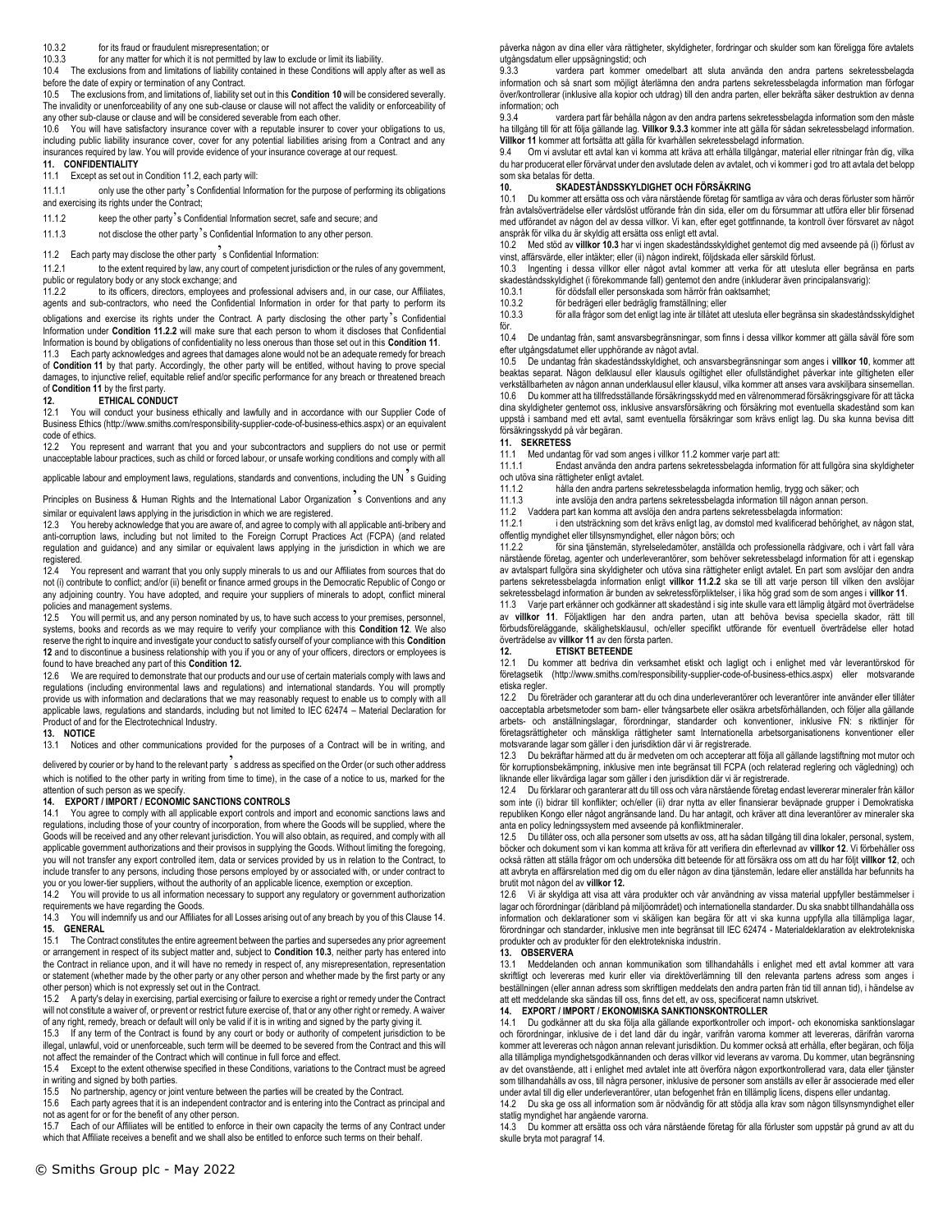10.3.2 for its fraud or fraudulent misrepresentation; or

10.3.3 for any matter for which it is not permitted by law to exclude or limit its liability.

10.4 The exclusions from and limitations of liability contained in these Conditions will apply after as well as before the date of expiry or termination of any Contract.

10.5 The exclusions from, and limitations of, liability set out in this **Condition 10** will be considered severally. The invalidity or unenforceability of any one sub-clause or clause will not affect the validity or enforceability of any other sub-clause or clause and will be considered severable from each other.

10.6 You will have satisfactory insurance cover with a reputable insurer to cover your obligations to us, including public liability insurance cover, cover for any potential liabilities arising from a Contract and any insurances required by law. You will provide evidence of your insurance coverage at our request.

## 11. CONFIDENTIALITY

11.1 Except as set out in Condition 11.2, each party will:

11.1.1 only use the other party's Confidential Information for the purpose of performing its obligations and exercising its rights under the Contract;

11.1.2 keep the other party's Confidential Information secret, safe and secure; and

11.1.3 not disclose the other party's Confidential Information to any other person.

11.2 Each party may disclose the other party's Confidential Information:

11.2.1 to the extent required by law, any court of competent jurisdiction or the rules of any government, public or regulatory body or any stock exchange; and

11.2.2 to its officers, directors, employees and professional advisers and, in our case, our Affiliates, agents and sub-contractors, who need the Confidential Information in order for that party to perform its obligations and exercise its rights under the Contract. A party disclosing the other party's Confidential Information under **Condition 11.2.2** will make sure that each person to whom it discloses that Confidential Information is bound by obligations of confidentiality no less onerous than those set out in this **Condition 11**.

11.3 Each party acknowledges and agrees that damages alone would not be an adequate remedy for breach of **Condition 11** by that party. Accordingly, the other party will be entitled, without having to prove special damages, to injunctive relief, equitable relief and/or specific performance for any breach or threatened breach of **Condition 11** by the first party.

## 12. ETHICAL CONDUCT

12.1 You will conduct your business ethically and lawfully and in accordance with our Supplier Code of Business Ethics (http://www.smiths.com/responsibility-supplier-code-of-business-ethics.aspx) or an equivalent code of ethics.

12.2 You represent and warrant that you and your subcontractors and suppliers do not use or permit unacceptable labour practices, such as child or forced labour, or unsafe working conditions and comply with all applicable labour and employment laws, regulations, standards and conventions, including the UN's Guiding Principles on Business & Human Rights and the International Labor Organization's Conventions and any similar or equivalent laws applying in the jurisdiction in which we are registered.

12.3 You hereby acknowledge that you are aware of, and agree to comply with all applicable anti-bribery and anti-corruption laws, including but not limited to the Foreign Corrupt Practices Act (FCPA) (and related regulation and guidance) and any similar or equivalent laws applying in the jurisdiction in which we are registered.

12.4 You represent and warrant that you only supply minerals to us and our Affiliates from sources that do not (i) contribute to conflict; and/or (ii) benefit or finance armed groups in the Democratic Republic of Congo or any adjoining country. You have adopted, and require your suppliers of minerals to adopt, conflict mineral policies and management systems.

12.5 You will permit us, and any person nominated by us, to have such access to your premises, personnel, systems, books and records as we may require to verify your compliance with this **Condition 12**. We also reserve the right to inquire and investigate your conduct to satisfy ourself of your compliance with this **Condition 12** and to discontinue a business relationship with you if you or any of your officers, directors or employees is found to have breached any part of this **Condition 12.**

12.6 We are required to demonstrate that our products and our use of certain materials comply with laws and regulations (including environmental laws and regulations) and international standards. You will promptly provide us with information and declarations that we may reasonably request to enable us to comply with all applicable laws, regulations and standards, including but not limited to IEC 62474 – Material Declaration for Product of and for the Electrotechnical Industry.

## 13. NOTICE

13.1 Notices and other communications provided for the purposes of a Contract will be in writing, and delivered by courier or by hand to the relevant party's address as specified on the Order (or such other address which is notified to the other party in writing from time to time), in the case of a notice to us, marked for the attention of such person as we specify.

## 14. EXPORT / IMPORT / ECONOMIC SANCTIONS CONTROLS

14.1 You agree to comply with all applicable export controls and import and economic sanctions laws and regulations, including those of your country of incorporation, from where the Goods will be supplied, where the Goods will be received and any other relevant jurisdiction. You will also obtain, as required, and comply with all applicable government authorizations and their provisos in supplying the Goods. Without limiting the foregoing, you will not transfer any export controlled item, data or services provided by us in relation to the Contract, to include transfer to any persons, including those persons employed by or associated with, or under contract to you or you lower-tier suppliers, without the authority of an applicable licence, exemption or exception.

14.2 You will provide to us all information necessary to support any regulatory or government authorization requirements we have regarding the Goods.

14.3 You will indemnify us and our Affiliates for all Losses arising out of any breach by you of this Clause 14.

## 15. GENERAL

15.1 The Contract constitutes the entire agreement between the parties and supersedes any prior agreement or arrangement in respect of its subject matter and, subject to **Condition 10.3**, neither party has entered into the Contract in reliance upon, and it will have no remedy in respect of, any misrepresentation, representation or statement (whether made by the other party or any other person and whether made by the first party or any other person) which is not expressly set out in the Contract.

15.2 A party's delay in exercising, partial exercising or failure to exercise a right or remedy under the Contract will not constitute a waiver of, or prevent or restrict future exercise of, that or any other right or remedy. A waiver of any right, remedy, breach or default will only be valid if it is in writing and signed by the party giving it.

15.3 If any term of the Contract is found by any court or body or authority of competent jurisdiction to be illegal, unlawful, void or unenforceable, such term will be deemed to be severed from the Contract and this will not affect the remainder of the Contract which will continue in full force and effect.

15.4 Except to the extent otherwise specified in these Conditions, variations to the Contract must be agreed in writing and signed by both parties.

15.5 No partnership, agency or joint venture between the parties will be created by the Contract.

15.6 Each party agrees that it is an independent contractor and is entering into the Contract as principal and not as agent for or for the benefit of any other person.

15.7 Each of our Affiliates will be entitled to enforce in their own capacity the terms of any Contract under which that Affiliate receives a benefit and we shall also be entitled to enforce such terms on their behalf.

påverka någon av dina eller våra rättigheter, skyldigheter, fordringar och skulder som kan föreligga före avtalets utgångsdatum eller uppsägningstid; och

9.3.3 vardera part kommer omedelbart att sluta använda den andra partens sekretessbelagda information och så snart som möjligt återlämna den andra partens sekretessbelagda information man förfogar över/kontrollerar (inklusive alla kopior och utdrag) till den andra parten, eller bekräfta säker destruktion av denna information; och

9.3.4 vardera part får behålla någon av den andra partens sekretessbelagda information som den måste ha tillgång till för att följa gällande lag. **Villkor 9.3.3** kommer inte att gälla för sådan sekretessbelagd information. **Villkor 11** kommer att fortsätta att gälla för kvarhållen sekretessbelagd information.

9.4 Om vi avslutar ett avtal kan vi komma att kräva att erhålla tillgångar, material eller ritningar från dig, vilka du har producerat eller förvärvat under den avslutade delen av avtalet, och vi kommer i god tro att avtala det belopp som ska betalas för detta.

## 10. SKADESTÅNDSSKYLDIGHET OCH FÖRSÄKRING

10.1 Du kommer att ersätta oss och våra närstående företag för samtliga av våra och deras förluster som härrör från avtalsöverträdelse eller vårdslöst utförande från din sida, eller om du försummar att utföra eller blir försenad med utförandet av någon del av dessa villkor. Vi kan, efter eget gottfinnande, ta kontroll över försvaret av något anspråk för vilka du är skyldig att ersätta oss enligt ett avtal.

10.2 Med stöd av **villkor 10.3** har vi ingen skadeståndsskyldighet gentemot dig med avseende på (i) förlust av vinst, affärsvärde, eller intäkter; eller (ii) någon indirekt, följdskada eller särskild förlust.

10.3 Ingenting i dessa villkor eller något avtal kommer att verka för att utesluta eller begränsa en parts skadeståndsskyldighet (i förekommande fall) gentemot den andre (inkluderar även principalansvarig):

10.3.1 för dödsfall eller personskada som härrör från oaktsamhet;

10.3.2 för bedrägeri eller bedräglig framställning; eller

10.3.3 för alla frågor som det enligt lag inte är tillåtet att utesluta eller begränsa sin skadeståndsskyldighet för.

10.4 De undantag från, samt ansvarsbegränsningar, som finns i dessa villkor kommer att gälla såväl före som efter utgångsdatumet eller upphörande av något avtal.

10.5 De undantag från skadeståndsskyldighet, och ansvarsbegränsningar som anges i **villkor 10**, kommer att beaktas separat. Någon delklausul eller klausuls ogiltighet eller ofullständighet påverkar inte giltigheten eller verkställbarheten av någon annan underklausul eller klausul, vilka kommer att anses vara avskiljbara sinsemellan.

10.6 Du kommer att ha tillfredsställande försäkringsskydd med en välrenommerad försäkringsgivare för att täcka dina skyldigheter gentemot oss, inklusive ansvarsförsäkring och försäkring mot eventuella skadestånd som kan uppstå i samband med ett avtal, samt eventuella försäkringar som krävs enligt lag. Du ska kunna bevisa ditt försäkringsskydd på vår begäran.

## 11. SEKRETESS

11.1 Med undantag för vad som anges i villkor 11.2 kommer varje part att:

11.1.1 Endast använda den andra partens sekretessbelagda information för att fullgöra sina skyldigheter och utöva sina rättigheter enligt avtalet.

11.1.2 hålla den andra partens sekretessbelagda information hemlig, trygg och säker; och

11.1.3 inte avslöja den andra partens sekretessbelagda information till någon annan person.

11.2 Vaddera part kan komma att avslöja den andra partens sekretessbelagda information:

11.2.1 i den utsträckning som det krävs enligt lag, av domstol med kvalificerad behörighet, av någon stat, offentlig myndighet eller tillsynsmyndighet, eller någon börs; och

11.2.2 för sina tjänstemän, styrelseledamöter, anställda och professionella rådgivare, och i vårt fall våra närstående företag, agenter och underleverantörer, som behöver sekretessbelagd information för att i egenskap av avtalspart fullgöra sina skyldigheter och utöva sina rättigheter enligt avtalet. En part som avslöjar den andra partens sekretessbelagda information enligt **villkor 11.2.2** ska se till att varje person till vilken den avslöjar sekretessbelagd information är bunden av sekretessförpliktelser, i lika hög grad som de som anges i **villkor 11**.

11.3 Varje part erkänner och godkänner att skadestånd i sig inte skulle vara ett lämplig åtgärd mot överträdelse av **villkor 11**. Följaktligen har den andra parten, utan att behöva bevisa speciella skador, rätt till förbudsföreläggande, skälighetsklausul, och/eller specifikt utförande för eventuell överträdelse eller hotad överträdelse av **villkor 11** av den första parten.

## 12. ETISKT BETEENDE

12.1 Du kommer att bedriva din verksamhet etiskt och lagligt och i enlighet med vår leverantörskod för företagsetik (http://www.smiths.com/responsibility-supplier-code-of-business-ethics.aspx) eller motsvarande etiska regler.

12.2 Du företräder och garanterar att du och dina underleverantörer och leverantörer inte använder eller tillåter oacceptabla arbetsmetoder som barn- eller tvångsarbete eller osäkra arbetsförhållanden, och följer alla gällande arbets- och anställningslagar, förordningar, standarder och konventioner, inklusive FN: s riktlinjer för företagsrättigheter och mänskliga rättigheter samt Internationella arbetsorganisationens konventioner eller motsvarande lagar som gäller i den jurisdiktion där vi är registrerade.

12.3 Du bekräftar härmed att du är medveten om och accepterar att följa all gällande lagstiftning mot mutor och för korruptionsbekämpning, inklusive men inte begränsat till FCPA (och relaterad reglering och vägledning) och liknande eller likvärdiga lagar som gäller i den jurisdiktion där vi är registrerade.

12.4 Du förklarar och garanterar att du till oss och våra närstående företag endast levererar mineraler från källor som inte (i) bidrar till konflikter; och/eller (ii) drar nytta av eller finansierar beväpnade grupper i Demokratiska republiken Kongo eller något angränsande land. Du har antagit, och kräver att dina leverantörer av mineraler ska anta en policy ledningssystem med avseende på konfliktmineraler.

12.5 Du tillåter oss, och alla personer som utsetts av oss, att ha sådan tillgång till dina lokaler, personal, system, böcker och dokument som vi kan komma att kräva för att verifiera din efterlevnad av **villkor 12**. Vi förbehåller oss också rätten att ställa frågor om och undersöka ditt beteende för att försäkra oss om att du har följt **villkor 12**, och att avbryta en affärsrelation med dig om du eller någon av dina tjänstemän, ledare eller anställda har befunnits ha brutit mot någon del av **villkor 12.**

12.6 Vi är skyldiga att visa att våra produkter och vår användning av vissa material uppfyller bestämmelser i lagar och förordningar (däribland på miljöområdet) och internationella standarder. Du ska snabbt tillhandahålla oss information och deklarationer som vi skäligen kan begära för att vi ska kunna uppfylla alla tillämpliga lagar, förordningar och standarder, inklusive men inte begränsat till IEC 62474 - Materialdeklaration av elektrotekniska produkter och av produkter för den elektrotekniska industrin.

## 13. OBSERVERA

13.1 Meddelanden och annan kommunikation som tillhandahålls i enlighet med ett avtal kommer att vara skriftligt och levereras med kurir eller via direktöverlämning till den relevanta partens adress som anges i beställningen (eller annan adress som skriftligen meddelats den andra parten från tid till annan tid), i händelse av att ett meddelande ska sändas till oss, finns det ett, av oss, specificerat namn utskrivet.

## 14. EXPORT / IMPORT / EKONOMISKA SANKTIONSKONTROLLER

14.1 Du godkänner att du ska följa alla gällande exportkontroller och import- och ekonomiska sanktionslagar och förordningar, inklusive de i det land där du ingår, varifrån varorna kommer att levereras, därifrån varorna kommer att levereras och någon annan relevant jurisdiktion. Du kommer också att erhålla, efter begäran, och följa alla tillämpliga myndighetsgodkännanden och deras villkor vid leverans av varorna. Du kommer, utan begränsning av det ovanstående, att i enlighet med avtalet inte att överföra någon exportkontrollerad vara, data eller tjänster som tillhandahålls av oss, till några personer, inklusive de personer som anställs av eller är associerade med eller under avtal till dig eller underleverantörer, utan befogenhet från en tillämplig licens, dispens eller undantag.

14.2 Du ska ge oss all information som är nödvändig för att stödja alla krav som någon tillsynsmyndighet eller statlig myndighet har angående varorna.

14.3 Du kommer att ersätta oss och våra närstående företag för alla förluster som uppstår på grund av att du skulle bryta mot paragraf 14.

© Smiths Group plc - May 2022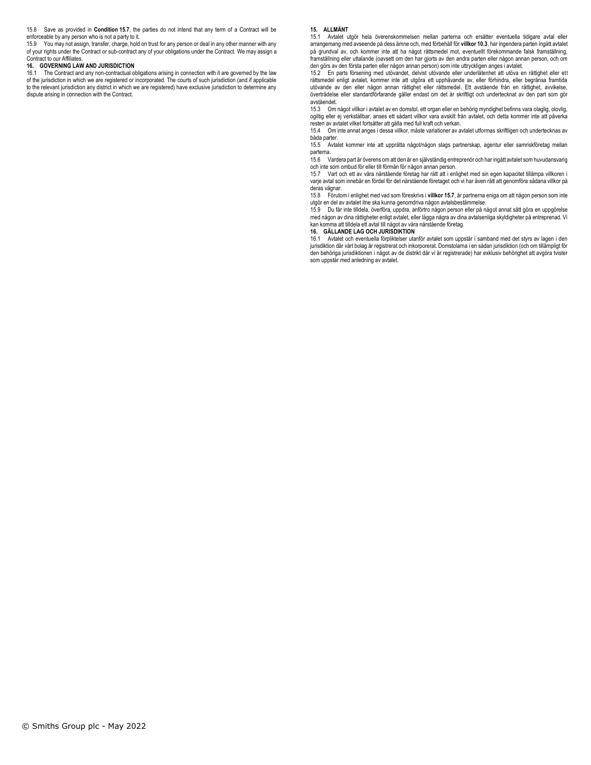15.8 Save as provided in **Condition 15.7**, the parties do not intend that any term of a Contract will be enforceable by any person who is not a party to it.

15.9 You may not assign, transfer, charge, hold on trust for any person or deal in any other manner with any of your rights under the Contract or sub-contract any of your obligations under the Contract. We may assign a Contract to our Affiliates.

### 16. GOVERNING LAW AND JURISDICTION

16.1 The Contract and any non-contractual obligations arising in connection with it are governed by the law of the jurisdiction in which we are registered or incorporated. The courts of such jurisdiction (and if applicable to the relevant jurisdiction any district in which we are registered) have exclusive jurisdiction to determine any dispute arising in connection with the Contract.

### 15. ALLMÄNT

15.1 Avtalet utgör hela överenskommelsen mellan parterna och ersätter eventuella tidigare avtal eller arrangemang med avseende på dess ämne och, med förbehåll för **villkor 10.3**, har ingendera parten ingått avtalet på grundval av, och kommer inte att ha något rättsmedel mot, eventuellt förekommande falsk framställning, framställning eller uttalande (oavsett om den har gjorts av den andra parten eller någon annan person, och om den görs av den första parten eller någon annan person) som inte uttryckligen anges i avtalet.

15.2 En parts försening med utövandet, delvist utövande eller underlåtenhet att utöva en rättighet eller ett rättsmedel enligt avtalet, kommer inte att utgöra ett upphävande av, eller förhindra, eller begränsa framtida utövande av den eller någon annan rättighet eller rättsmedel. Ett avstående från en rättighet, avvikelse, överträdelse eller standardförfarande gäller endast om det är skriftligt och undertecknat av den part som gör avståendet.

15.3 Om något villkor i avtalet av en domstol, ett organ eller en behörig myndighet befinns vara olaglig, olovlig, ogiltig eller ej verkställbar, anses ett sådant villkor vara avskilt från avtalet, och detta kommer inte att påverka resten av avtalet vilket fortsätter att gälla med full kraft och verkan.

15.4 Om inte annat anges i dessa villkor, måste variationer av avtalet utformas skriftligen och undertecknas av båda parter.

15.5 Avtalet kommer inte att upprätta något/någon slags partnerskap, agentur eller samriskföretag mellan parterna.

15.6 Vardera part är överens om att den är en självständig entreprenör och har ingått avtalet som huvudansvarig och inte som ombud för eller till förmån för någon annan person.

15.7 Vart och ett av våra närstående företag har rätt att i enlighet med sin egen kapacitet tillämpa villkoren i varje avtal som innebär en fördel för det närstående företaget och vi har även rätt att genomföra sådana villkor på deras vägnar.

15.8 Förutom i enlighet med vad som föreskrivs i **villkor 15.7**, är partnerna eniga om att någon person som inte utgör en del av avtalet itne ska kunna genomdriva någon avtalsbestämmelse.

15.9 Du får inte tilldela, överföra, uppdra, anförtro någon person eller på något annat sätt göra en uppgörelse med någon av dina rättigheter enligt avtalet, eller lägga några av dina avtalsenliga skyldigheter på entreprenad. Vi kan komma att tilldela ett avtal till något av våra närstående företag.

### 16. GÄLLANDE LAG OCH JURISDIKTION

16.1 Avtalet och eventuella förpliktelser utanför avtalet som uppstår i samband med det styrs av lagen i den jurisdiktion där vårt bolag är registrerat och inkorporerat. Domstolarna i en sådan jurisdiktion (och om tillämpligt för den behöriga jurisdiktionen i något av de distrikt där vi är registrerade) har exklusiv behörighet att avgöra tvister som uppstår med anledning av avtalet.

© Smiths Group plc - May 2022